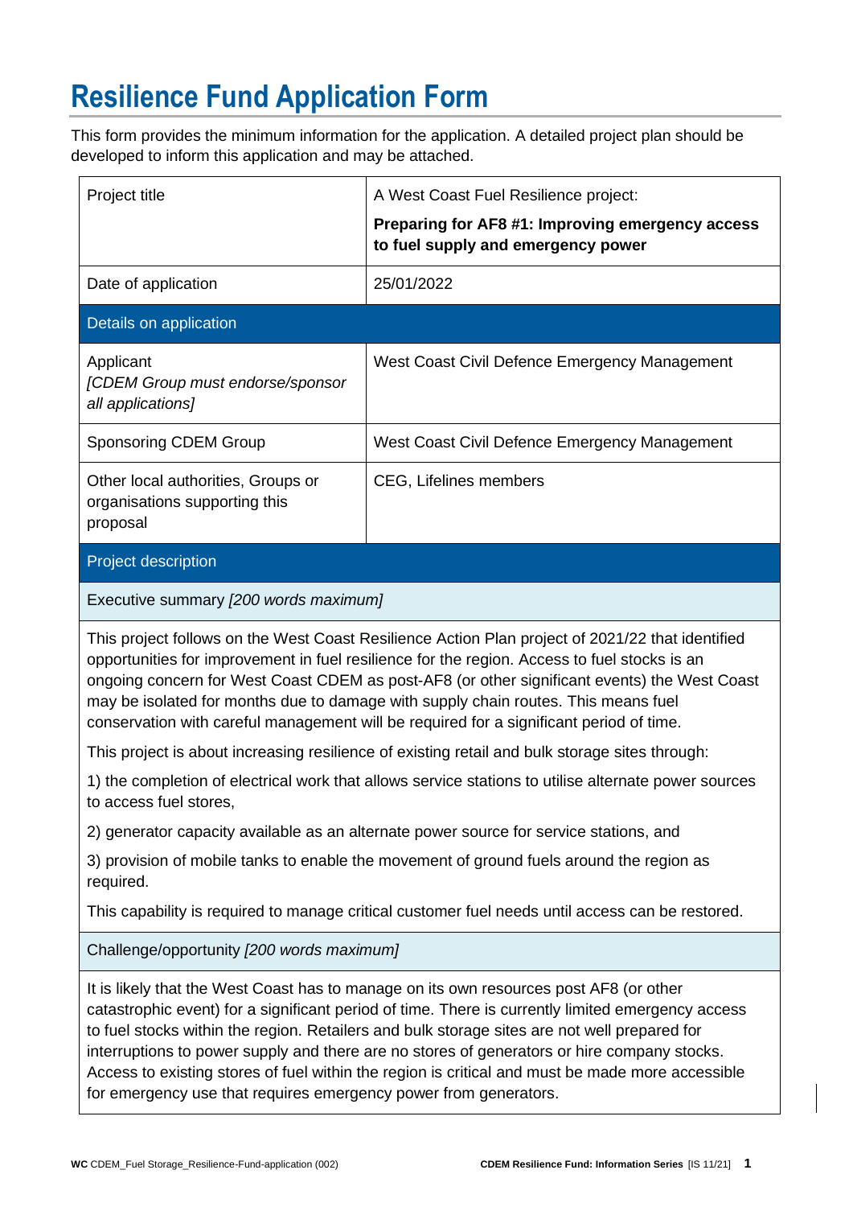# Resilience Fund Application Form

This form provides the minimum information for the application. A detailed project plan should be developed to inform this application and may be attached.

| | |
|---|---|
| Project title | A West Coast Fuel Resilience project:<br>**Preparing for AF8 #1: Improving emergency access to fuel supply and emergency power** |
| Date of application | 25/01/2022 |
| **Details on application** | |
| Applicant<br>*[CDEM Group must endorse/sponsor all applications]* | West Coast Civil Defence Emergency Management |
| Sponsoring CDEM Group | West Coast Civil Defence Emergency Management |
| Other local authorities, Groups or organisations supporting this proposal | CEG, Lifelines members |

## Project description

### Executive summary *[200 words maximum]*

This project follows on the West Coast Resilience Action Plan project of 2021/22 that identified opportunities for improvement in fuel resilience for the region. Access to fuel stocks is an ongoing concern for West Coast CDEM as post-AF8 (or other significant events) the West Coast may be isolated for months due to damage with supply chain routes. This means fuel conservation with careful management will be required for a significant period of time.

This project is about increasing resilience of existing retail and bulk storage sites through:

1) the completion of electrical work that allows service stations to utilise alternate power sources to access fuel stores,

2) generator capacity available as an alternate power source for service stations, and

3) provision of mobile tanks to enable the movement of ground fuels around the region as required.

This capability is required to manage critical customer fuel needs until access can be restored.

### Challenge/opportunity *[200 words maximum]*

It is likely that the West Coast has to manage on its own resources post AF8 (or other catastrophic event) for a significant period of time. There is currently limited emergency access to fuel stocks within the region. Retailers and bulk storage sites are not well prepared for interruptions to power supply and there are no stores of generators or hire company stocks. Access to existing stores of fuel within the region is critical and must be made more accessible for emergency use that requires emergency power from generators.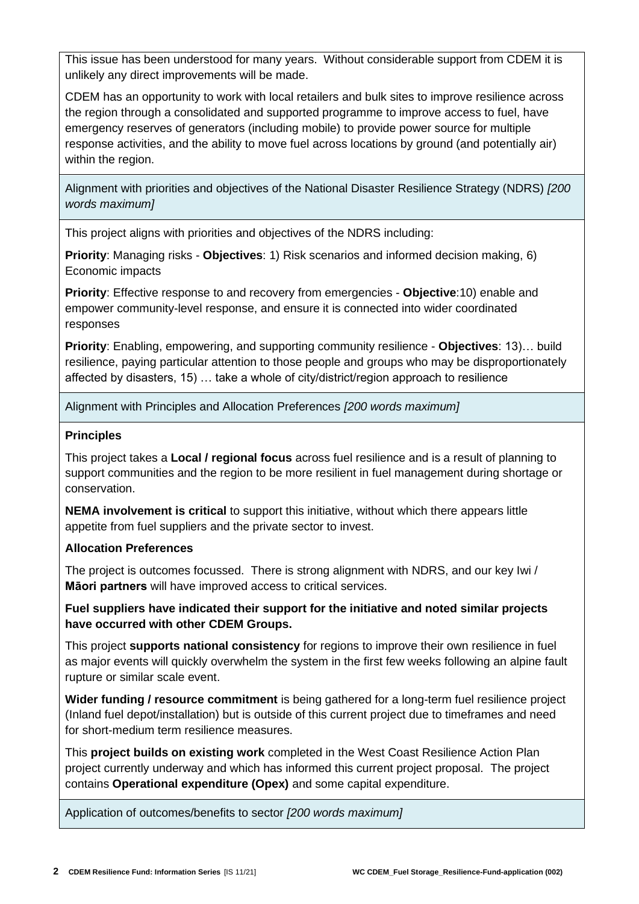This issue has been understood for many years. Without considerable support from CDEM it is unlikely any direct improvements will be made.

CDEM has an opportunity to work with local retailers and bulk sites to improve resilience across the region through a consolidated and supported programme to improve access to fuel, have emergency reserves of generators (including mobile) to provide power source for multiple response activities, and the ability to move fuel across locations by ground (and potentially air) within the region.

Alignment with priorities and objectives of the National Disaster Resilience Strategy (NDRS) *[200 words maximum]*

This project aligns with priorities and objectives of the NDRS including:

**Priority**: Managing risks - **Objectives**: 1) Risk scenarios and informed decision making, 6) Economic impacts

**Priority**: Effective response to and recovery from emergencies - **Objective**:10) enable and empower community-level response, and ensure it is connected into wider coordinated responses

**Priority**: Enabling, empowering, and supporting community resilience - **Objectives**: 13)… build resilience, paying particular attention to those people and groups who may be disproportionately affected by disasters, 15) … take a whole of city/district/region approach to resilience

Alignment with Principles and Allocation Preferences *[200 words maximum]*

**Principles**

This project takes a **Local / regional focus** across fuel resilience and is a result of planning to support communities and the region to be more resilient in fuel management during shortage or conservation.

**NEMA involvement is critical** to support this initiative, without which there appears little appetite from fuel suppliers and the private sector to invest.

**Allocation Preferences**

The project is outcomes focussed. There is strong alignment with NDRS, and our key Iwi / **Māori partners** will have improved access to critical services.

**Fuel suppliers have indicated their support for the initiative and noted similar projects have occurred with other CDEM Groups.**

This project **supports national consistency** for regions to improve their own resilience in fuel as major events will quickly overwhelm the system in the first few weeks following an alpine fault rupture or similar scale event.

**Wider funding / resource commitment** is being gathered for a long-term fuel resilience project (Inland fuel depot/installation) but is outside of this current project due to timeframes and need for short-medium term resilience measures.

This **project builds on existing work** completed in the West Coast Resilience Action Plan project currently underway and which has informed this current project proposal. The project contains **Operational expenditure (Opex)** and some capital expenditure.

Application of outcomes/benefits to sector *[200 words maximum]*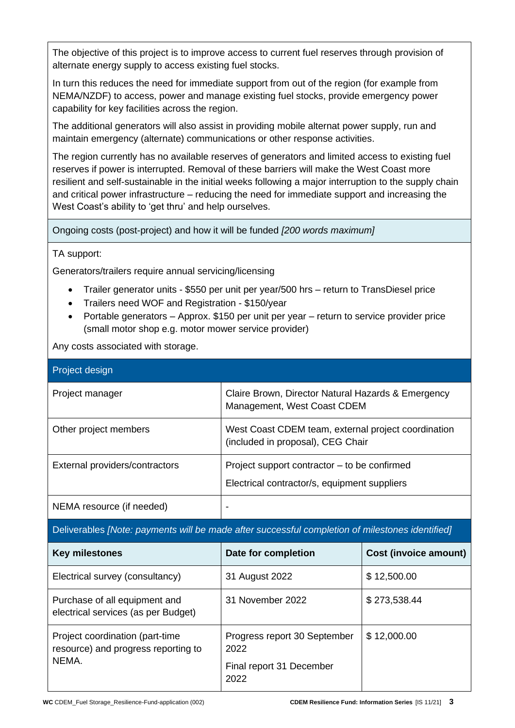The objective of this project is to improve access to current fuel reserves through provision of alternate energy supply to access existing fuel stocks.

In turn this reduces the need for immediate support from out of the region (for example from NEMA/NZDF) to access, power and manage existing fuel stocks, provide emergency power capability for key facilities across the region.

The additional generators will also assist in providing mobile alternat power supply, run and maintain emergency (alternate) communications or other response activities.

The region currently has no available reserves of generators and limited access to existing fuel reserves if power is interrupted. Removal of these barriers will make the West Coast more resilient and self-sustainable in the initial weeks following a major interruption to the supply chain and critical power infrastructure – reducing the need for immediate support and increasing the West Coast's ability to 'get thru' and help ourselves.

Ongoing costs (post-project) and how it will be funded *[200 words maximum]*

TA support:

Generators/trailers require annual servicing/licensing

- Trailer generator units - $550 per unit per year/500 hrs – return to TransDiesel price
- Trailers need WOF and Registration - $150/year
- Portable generators – Approx. $150 per unit per year – return to service provider price (small motor shop e.g. motor mower service provider)

Any costs associated with storage.

## Project design

| | |
|---|---|
| Project manager | Claire Brown, Director Natural Hazards & Emergency Management, West Coast CDEM |
| Other project members | West Coast CDEM team, external project coordination (included in proposal), CEG Chair |
| External providers/contractors | Project support contractor – to be confirmed<br>Electrical contractor/s, equipment suppliers |
| NEMA resource (if needed) | - |

## Deliverables *[Note: payments will be made after successful completion of milestones identified]*

| Key milestones | Date for completion | Cost (invoice amount) |
|---|---|---|
| Electrical survey (consultancy) | 31 August 2022 | $ 12,500.00 |
| Purchase of all equipment and electrical services (as per Budget) | 31 November 2022 | $ 273,538.44 |
| Project coordination (part-time resource) and progress reporting to NEMA. | Progress report 30 September 2022<br>Final report 31 December 2022 | $ 12,000.00 |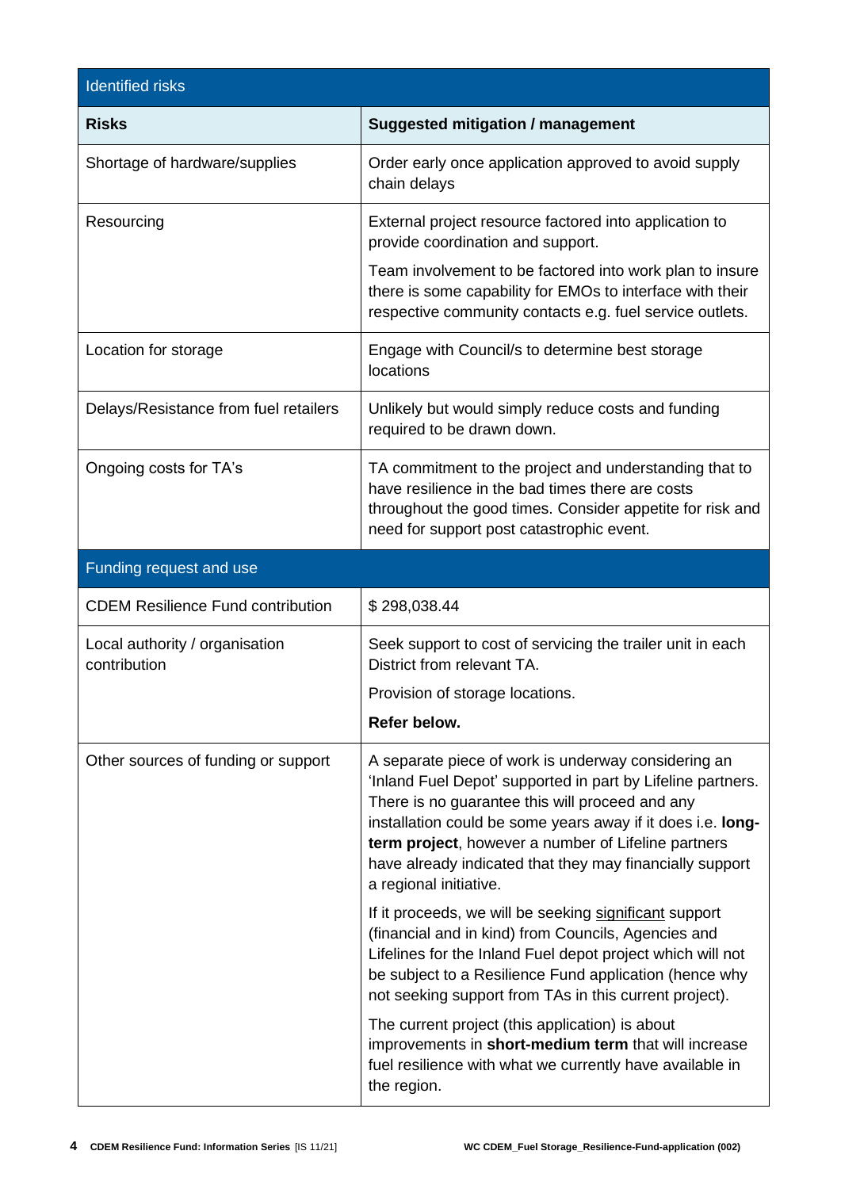| Identified risks | |
|---|---|
| **Risks** | **Suggested mitigation / management** |
| Shortage of hardware/supplies | Order early once application approved to avoid supply chain delays |
| Resourcing | External project resource factored into application to provide coordination and support.<br><br>Team involvement to be factored into work plan to insure there is some capability for EMOs to interface with their respective community contacts e.g. fuel service outlets. |
| Location for storage | Engage with Council/s to determine best storage locations |
| Delays/Resistance from fuel retailers | Unlikely but would simply reduce costs and funding required to be drawn down. |
| Ongoing costs for TA's | TA commitment to the project and understanding that to have resilience in the bad times there are costs throughout the good times. Consider appetite for risk and need for support post catastrophic event. |

| Funding request and use | |
|---|---|
| CDEM Resilience Fund contribution | $ 298,038.44 |
| Local authority / organisation contribution | Seek support to cost of servicing the trailer unit in each District from relevant TA.<br><br>Provision of storage locations.<br><br>**Refer below.** |
| Other sources of funding or support | A separate piece of work is underway considering an 'Inland Fuel Depot' supported in part by Lifeline partners. There is no guarantee this will proceed and any installation could be some years away if it does i.e. **long-term project**, however a number of Lifeline partners have already indicated that they may financially support a regional initiative.<br><br>If it proceeds, we will be seeking significant support (financial and in kind) from Councils, Agencies and Lifelines for the Inland Fuel depot project which will not be subject to a Resilience Fund application (hence why not seeking support from TAs in this current project).<br><br>The current project (this application) is about improvements in **short-medium term** that will increase fuel resilience with what we currently have available in the region. |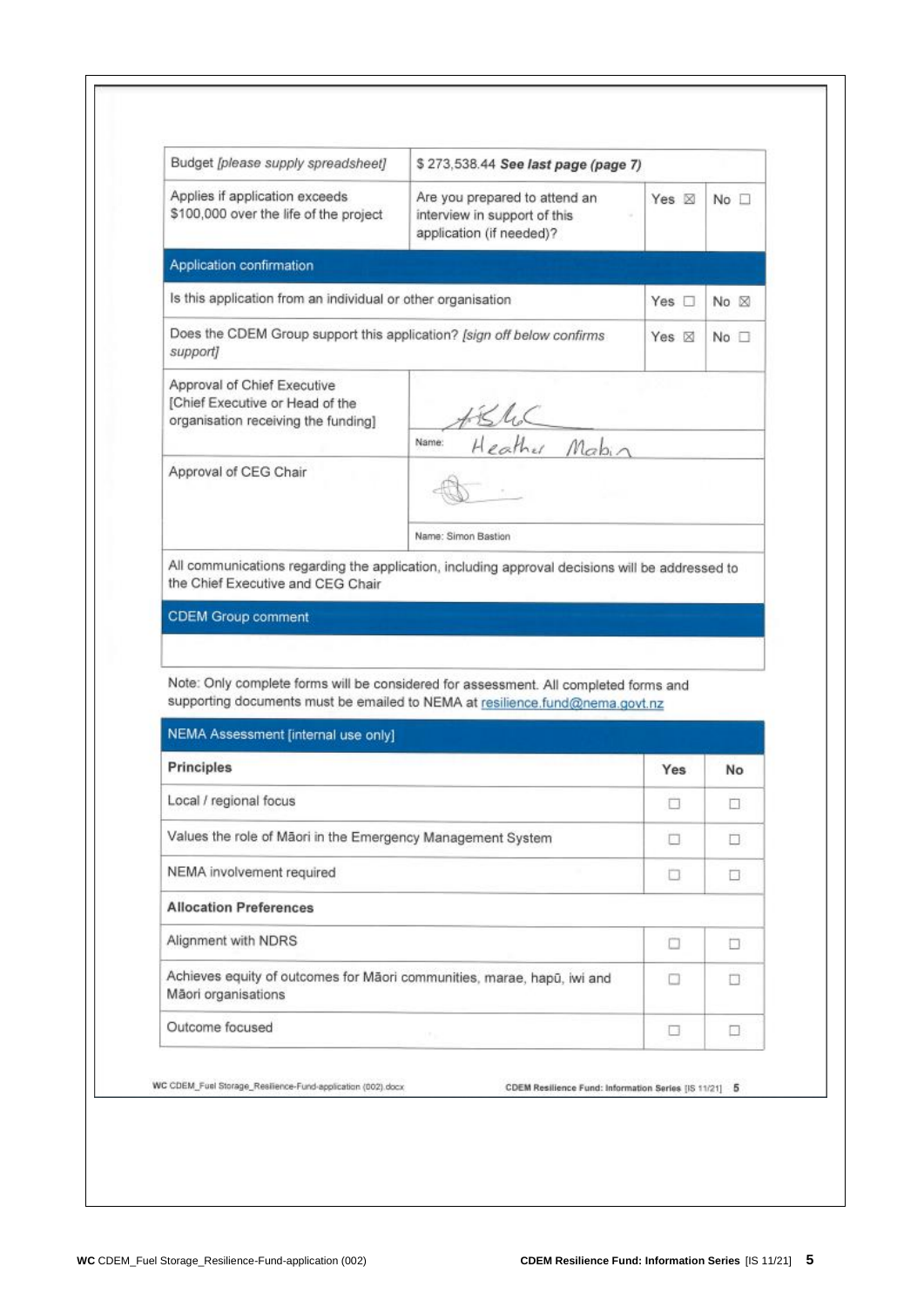| Budget *[please supply spreadsheet]* | $ 273,538.44 ***See last page (page 7)*** | | |
|---|---|---|---|
| Applies if application exceeds $100,000 over the life of the project | Are you prepared to attend an interview in support of this application (if needed)? | Yes ☒ | No ☐ |

| Application confirmation | | |
|---|---|---|
| Is this application from an individual or other organisation | Yes ☐ | No ☒ |
| Does the CDEM Group support this application? *[sign off below confirms support]* | Yes ☒ | No ☐ |

| | |
|---|---|
| Approval of Chief Executive [Chief Executive or Head of the organisation receiving the funding] | Name: Heather Mabin |
| Approval of CEG Chair | Name: Simon Bastion |
| All communications regarding the application, including approval decisions will be addressed to the Chief Executive and CEG Chair | |

| CDEM Group comment |
|---|
| |

Note: Only complete forms will be considered for assessment. All completed forms and supporting documents must be emailed to NEMA at resilience.fund@nema.govt.nz

| NEMA Assessment [internal use only] | | |
|---|---|---|
| **Principles** | **Yes** | **No** |
| Local / regional focus | ☐ | ☐ |
| Values the role of Māori in the Emergency Management System | ☐ | ☐ |
| NEMA involvement required | ☐ | ☐ |
| **Allocation Preferences** | | |
| Alignment with NDRS | ☐ | ☐ |
| Achieves equity of outcomes for Māori communities, marae, hapū, iwi and Māori organisations | ☐ | ☐ |
| Outcome focused | ☐ | ☐ |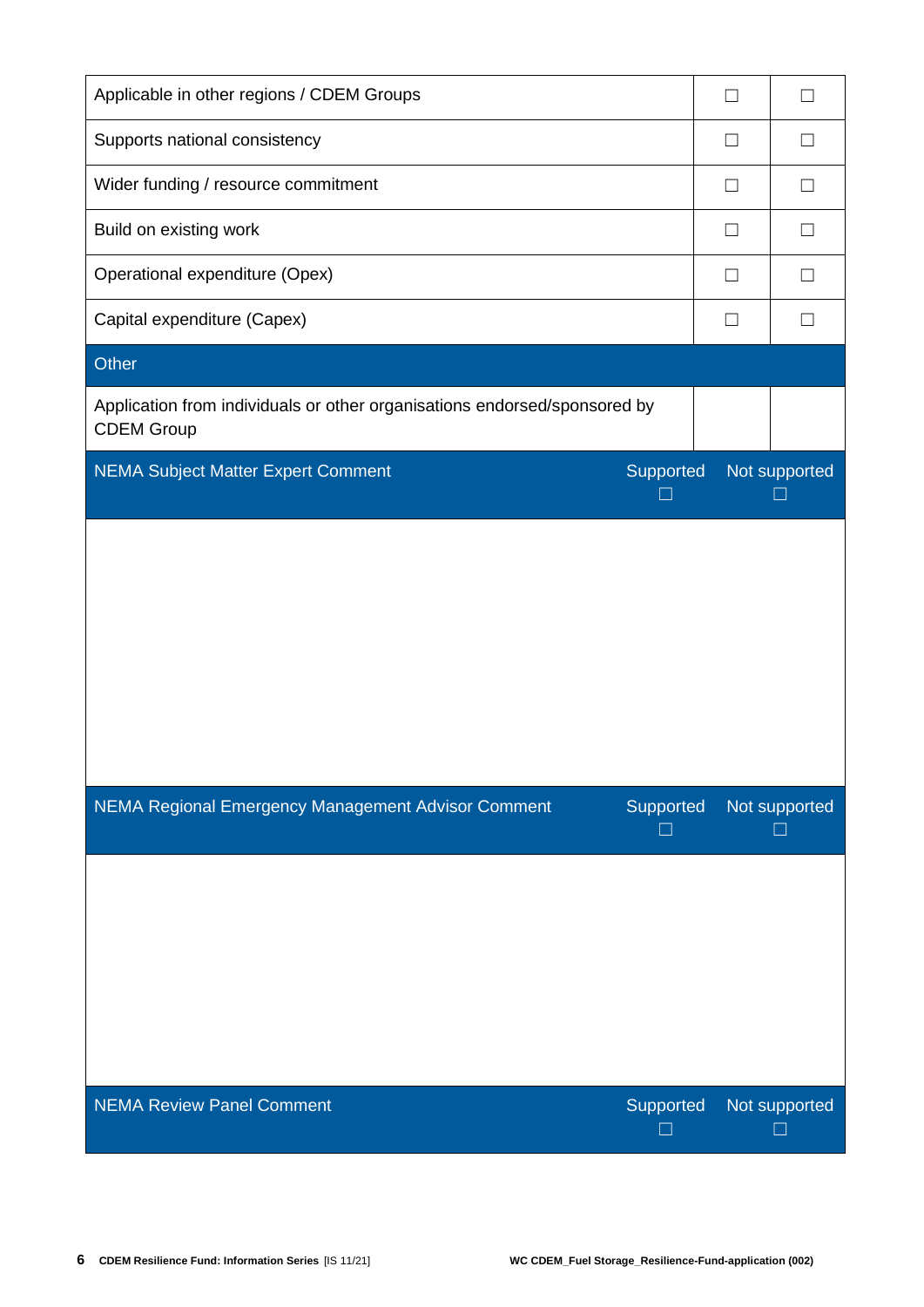| | | |
|---|---|---|
| Applicable in other regions / CDEM Groups | ☐ | ☐ |
| Supports national consistency | ☐ | ☐ |
| Wider funding / resource commitment | ☐ | ☐ |
| Build on existing work | ☐ | ☐ |
| Operational expenditure (Opex) | ☐ | ☐ |
| Capital expenditure (Capex) | ☐ | ☐ |
| **Other** | | |
| Application from individuals or other organisations endorsed/sponsored by CDEM Group | | |

| NEMA Subject Matter Expert Comment | Supported ☐ | Not supported ☐ |
|---|---|---|
| | | |

| NEMA Regional Emergency Management Advisor Comment | Supported ☐ | Not supported ☐ |
|---|---|---|
| | | |

| NEMA Review Panel Comment | Supported ☐ | Not supported ☐ |
|---|---|---|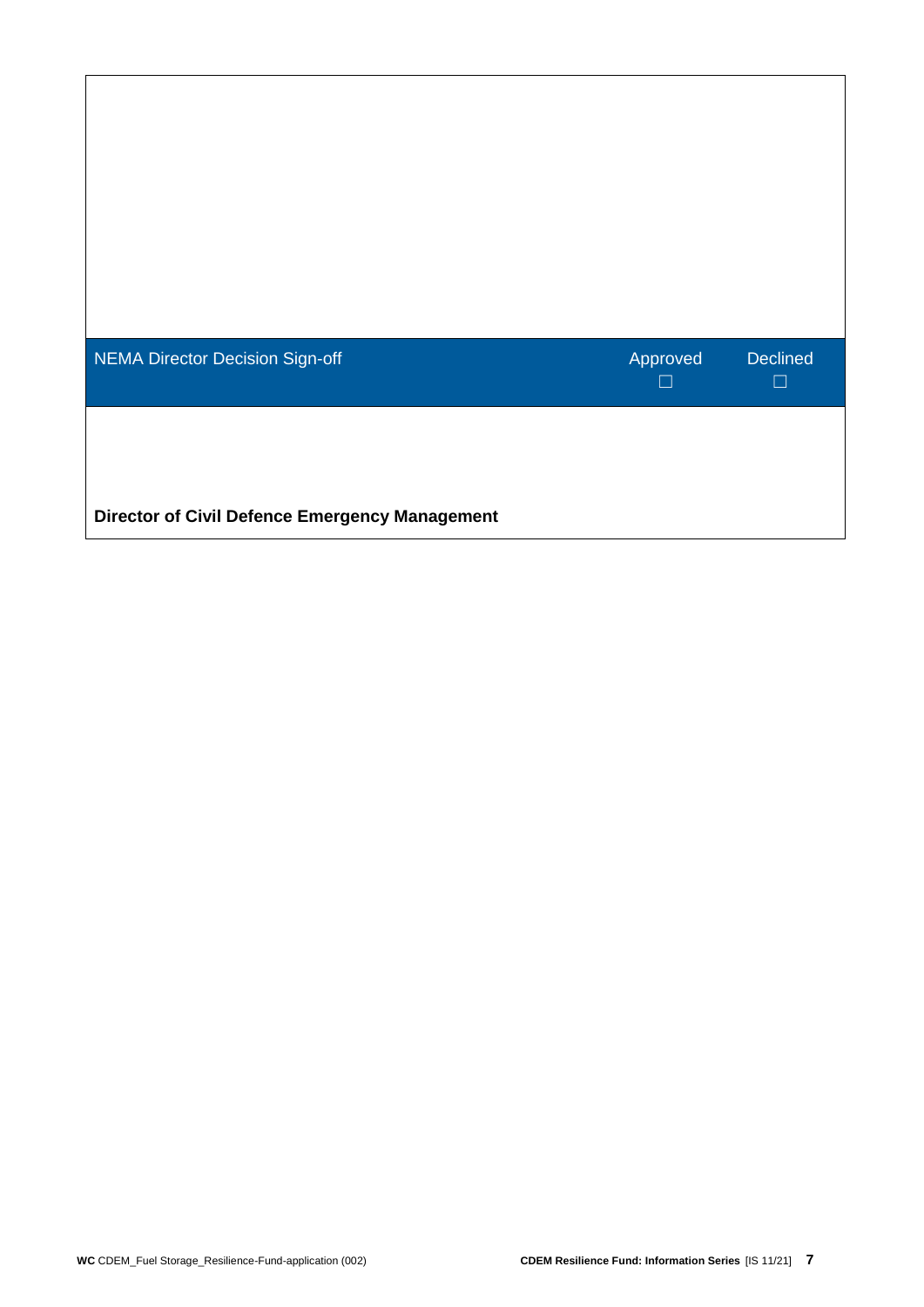| NEMA Director Decision Sign-off | Approved ☐ | Declined ☐ |
| --- | --- | --- |
| **Director of Civil Defence Emergency Management** | | |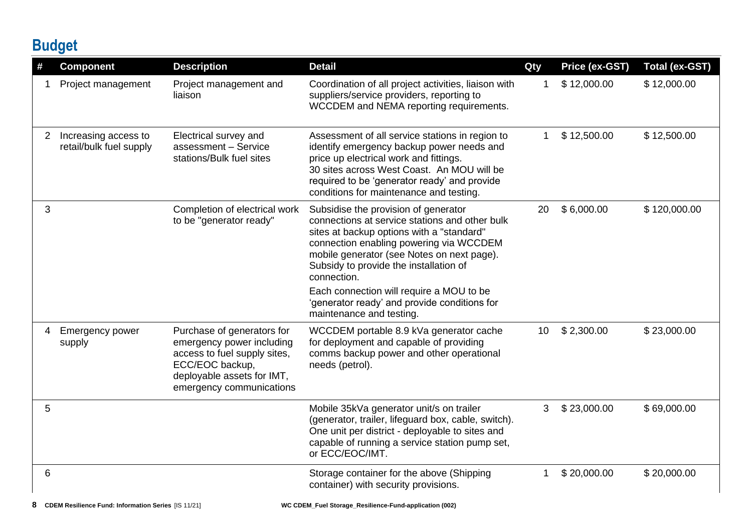## Budget

| # | Component | Description | Detail | Qty | Price (ex-GST) | Total (ex-GST) |
|---|---|---|---|---|---|---|
| 1 | Project management | Project management and liaison | Coordination of all project activities, liaison with suppliers/service providers, reporting to WCCDEM and NEMA reporting requirements. | 1 | $ 12,000.00 | $ 12,000.00 |
| 2 | Increasing access to retail/bulk fuel supply | Electrical survey and assessment – Service stations/Bulk fuel sites | Assessment of all service stations in region to identify emergency backup power needs and price up electrical work and fittings. 30 sites across West Coast. An MOU will be required to be 'generator ready' and provide conditions for maintenance and testing. | 1 | $ 12,500.00 | $ 12,500.00 |
| 3 | | Completion of electrical work to be "generator ready" | Subsidise the provision of generator connections at service stations and other bulk sites at backup options with a "standard" connection enabling powering via WCCDEM mobile generator (see Notes on next page). Subsidy to provide the installation of connection. Each connection will require a MOU to be 'generator ready' and provide conditions for maintenance and testing. | 20 | $ 6,000.00 | $ 120,000.00 |
| 4 | Emergency power supply | Purchase of generators for emergency power including access to fuel supply sites, ECC/EOC backup, deployable assets for IMT, emergency communications | WCCDEM portable 8.9 kVa generator cache for deployment and capable of providing comms backup power and other operational needs (petrol). | 10 | $ 2,300.00 | $ 23,000.00 |
| 5 | | | Mobile 35kVa generator unit/s on trailer (generator, trailer, lifeguard box, cable, switch). One unit per district - deployable to sites and capable of running a service station pump set, or ECC/EOC/IMT. | 3 | $ 23,000.00 | $ 69,000.00 |
| 6 | | | Storage container for the above (Shipping container) with security provisions. | 1 | $ 20,000.00 | $ 20,000.00 |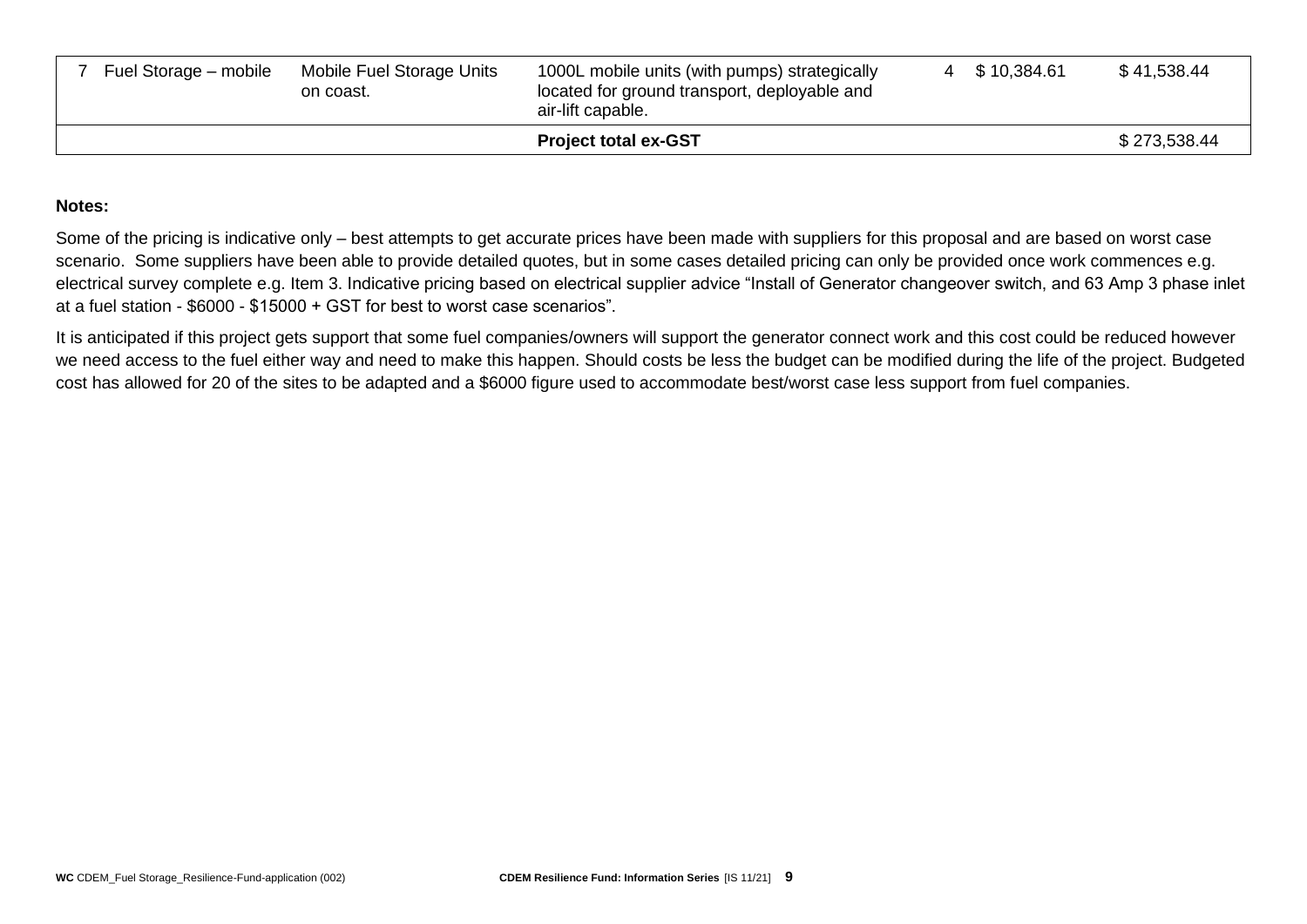| | | | | | | |
|---|---|---|---|---|---|---|
| 7 | Fuel Storage – mobile | Mobile Fuel Storage Units on coast. | 1000L mobile units (with pumps) strategically located for ground transport, deployable and air-lift capable. | 4 | $ 10,384.61 | $ 41,538.44 |
| | | | **Project total ex-GST** | | | $ 273,538.44 |

**Notes:**

Some of the pricing is indicative only – best attempts to get accurate prices have been made with suppliers for this proposal and are based on worst case scenario. Some suppliers have been able to provide detailed quotes, but in some cases detailed pricing can only be provided once work commences e.g. electrical survey complete e.g. Item 3. Indicative pricing based on electrical supplier advice "Install of Generator changeover switch, and 63 Amp 3 phase inlet at a fuel station - $6000 - $15000 + GST for best to worst case scenarios".

It is anticipated if this project gets support that some fuel companies/owners will support the generator connect work and this cost could be reduced however we need access to the fuel either way and need to make this happen. Should costs be less the budget can be modified during the life of the project. Budgeted cost has allowed for 20 of the sites to be adapted and a $6000 figure used to accommodate best/worst case less support from fuel companies.